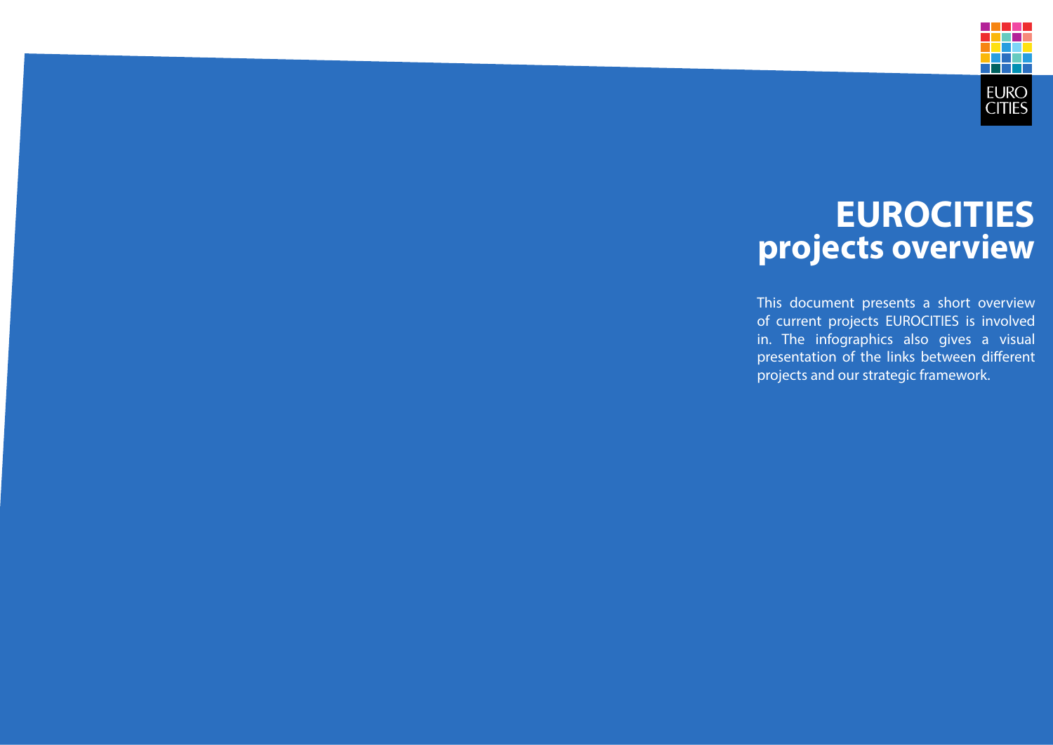# EUROCITIES projects overview

This document presents a short overview of current projects EUROCITIES is involved in. The infographics also gives a visual presentation of the links between different projects and our strategic framework.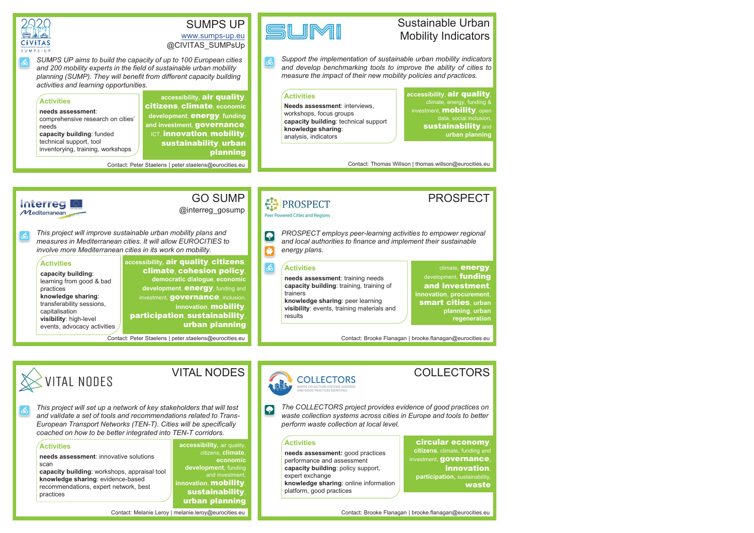## SUMPS UP

www.sumps-up.eu
@CIVITAS_SUMPsUp

*SUMPS UP aims to build the capacity of up to 100 European cities and 200 mobility experts in the field of sustainable urban mobility planning (SUMP). They will benefit from different capacity building activities and learning opportunities.*

**Activities**

**needs assessment**: comprehensive research on cities' needs
**capacity building**: funded technical support, tool inventorying, training, workshops

accessibility, **air quality**, **citizens**, **climate**, economic development, **energy**, funding and investment, **governance**, ICT, **innovation**, **mobility**, **sustainability**, **urban planning**

Contact: Peter Staelens | peter.staelens@eurocities.eu

## Sustainable Urban Mobility Indicators

*Support the implementation of sustainable urban mobility indicators and develop benchmarking tools to improve the ability of cities to measure the impact of their new mobility policies and practices.*

**Activities**

**Needs assessment**: interviews, workshops, focus groups
**capacity building**: technical support
**knowledge sharing**: analysis, indicators

accessibility, **air quality**, climate, energy, funding & investment, **mobility**, open data, social inclusion, **sustainability** and **urban planning**

Contact: Thomas Willson | thomas.willson@eurocities.eu

## GO SUMP

@interreg_gosump

*This project will improve sustainable urban mobility plans and measures in Mediterranean cities. It will allow EUROCITIES to involve more Mediterranean cities in its work on mobility.*

**Activities**

**capacity building**: learning from good & bad practices
**knowledge sharing**: transferability sessions, capitalisation
**visibility**: high-level events, advocacy activities

accessibility, **air quality**, **citizens**, **climate**, **cohesion policy**, democratic dialogue, economic development, **energy**, funding and investment, **governance**, inclusion, innovation, **mobility**, **participation**, **sustainability**, **urban planning**

Contact: Peter Staelens | peter.staelens@eurocities.eu

## PROSPECT

*PROSPECT employs peer-learning activities to empower regional and local authorities to finance and implement their sustainable energy plans.*

**Activities**

**needs assessment**: training needs
**capacity building**: training, training of trainers
**knowledge sharing**: peer learning
**visibility**: events, training materials and results

climate, **energy**, development, **funding and investment**, innovation, procurement, **smart cities**, urban planning, urban regeneration

Contact: Brooke Flanagan | brooke.flanagan@eurocities.eu

## VITAL NODES

*This project will set up a network of key stakeholders that will test and validate a set of tools and recommendations related to Trans-European Transport Networks (TEN-T). Cities will be specifically coached on how to be better integrated into TEN-T corridors.*

**Activities**

**needs assessment**: innovative solutions scan
**capacity building**: workshops, appraisal tool
**knowledge sharing**: evidence-based recommendations, expert network, best practices

accessibility, air quality, citizens, **climate**, **economic development**, funding and investment, innovation, **mobility**, **sustainability**, **urban planning**

Contact: Melanie Leroy | melanie.leroy@eurocities.eu

## COLLECTORS

*The COLLECTORS project provides evidence of good practices on waste collection systems across cities in Europe and tools to better perform waste collection at local level.*

**Activities**

**needs assessment**: good practices performance and assessment
**capacity building**: policy support, expert exchange
**knowledge sharing**: online information platform, good practices

**circular economy**, citizens, climate, funding and investment, **governance**, **innovation**, **participation**, sustainability, **waste**

Contact: Brooke Flanagan | brooke.flanagan@eurocities.eu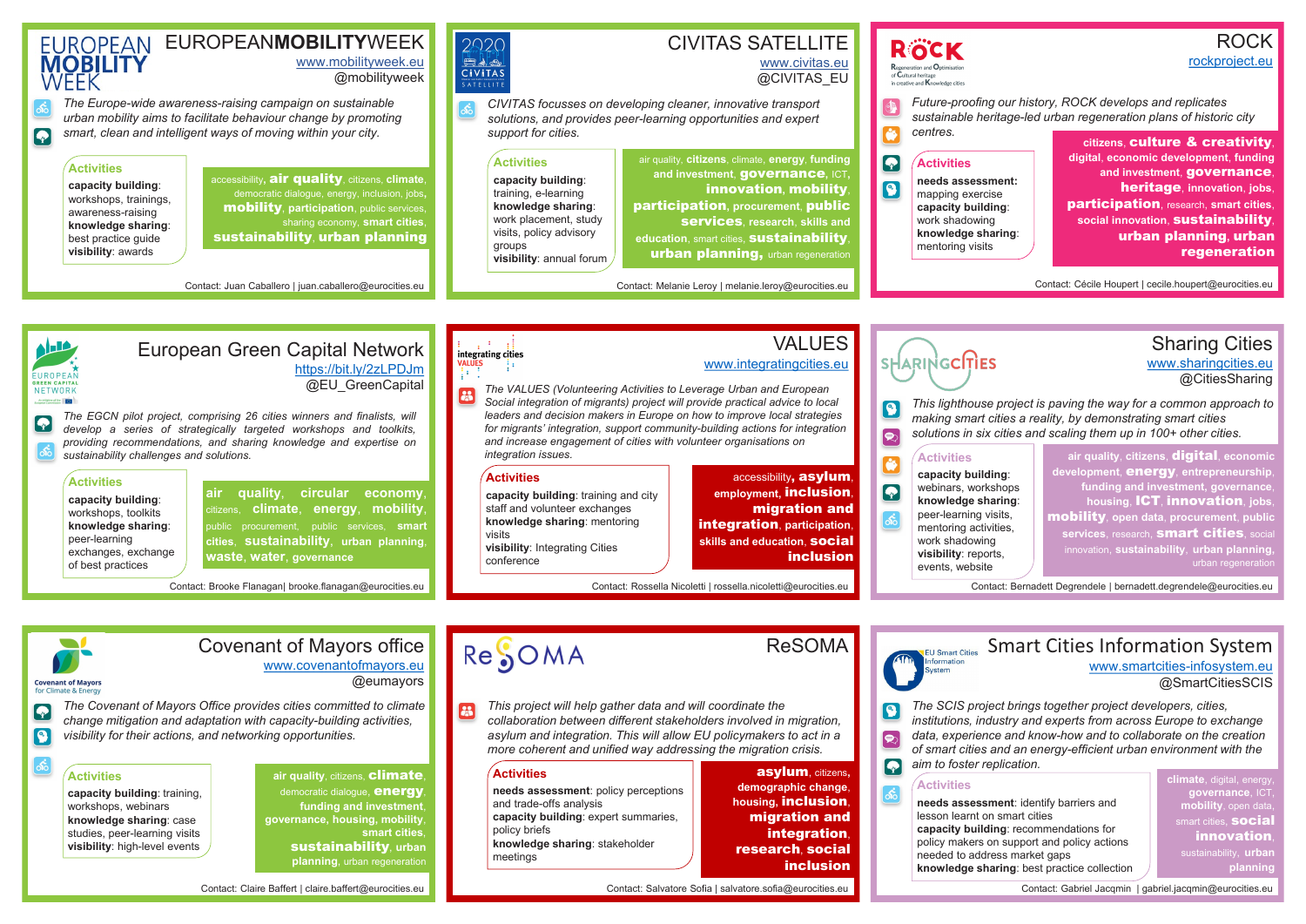## EUROPEANMOBILITYWEEK

www.mobilityweek.eu
@mobilityweek

*The Europe-wide awareness-raising campaign on sustainable urban mobility aims to facilitate behaviour change by promoting smart, clean and intelligent ways of moving within your city.*

**Activities**

**capacity building**: workshops, trainings, awareness-raising
**knowledge sharing**: best practice guide
**visibility**: awards

accessibility, **air quality**, citizens, **climate**, democratic dialogue, energy, inclusion, jobs, **mobility**, **participation**, public services, sharing economy, **smart cities**, **sustainability**, **urban planning**

Contact: Juan Caballero | juan.caballero@eurocities.eu

## CIVITAS SATELLITE

www.civitas.eu
@CIVITAS_EU

*CIVITAS focusses on developing cleaner, innovative transport solutions, and provides peer-learning opportunities and expert support for cities.*

**Activities**

**capacity building**: training, e-learning
**knowledge sharing**: work placement, study visits, policy advisory groups
**visibility**: annual forum

air quality, **citizens**, climate, **energy**, **funding and investment**, **governance**, ICT, **innovation**, **mobility**, **participation**, procurement, **public services**, **research**, **skills and education**, smart cities, **sustainability**, **urban planning**, urban regeneration

Contact: Melanie Leroy | melanie.leroy@eurocities.eu

## ROCK

rockproject.eu

*Future-proofing our history, ROCK develops and replicates sustainable heritage-led urban regeneration plans of historic city centres.*

**Activities**

**needs assessment**: mapping exercise
**capacity building**: work shadowing
**knowledge sharing**: mentoring visits

**citizens**, **culture & creativity**, **digital**, **economic development**, **funding and investment**, **governance**, **heritage**, **innovation**, **jobs**, **participation**, **research**, **smart cities**, **social innovation**, **sustainability**, **urban planning**, **urban regeneration**

Contact: Cécile Houpert | cecile.houpert@eurocities.eu

## European Green Capital Network

https://bit.ly/2zLPDJm
@EU_GreenCapital

*The EGCN pilot project, comprising 26 cities winners and finalists, will develop a series of strategically targeted workshops and toolkits, providing recommendations, and sharing knowledge and expertise on sustainability challenges and solutions.*

**Activities**

**capacity building**: workshops, toolkits
**knowledge sharing**: peer-learning exchanges, exchange of best practices

**air quality**, **circular economy**, citizens, **climate**, **energy**, **mobility**, public procurement, public services, **smart cities**, **sustainability**, **urban planning**, **waste**, **water**, **governance**

Contact: Brooke Flanagan| brooke.flanagan@eurocities.eu

## VALUES

www.integratingcities.eu

*The VALUES (Volunteering Activities to Leverage Urban and European Social integration of migrants) project will provide practical advice to local leaders and decision makers in Europe on how to improve local strategies for migrants' integration, support community-building actions for integration and increase engagement of cities with volunteer organisations on integration issues.*

**Activities**

**capacity building**: training and city staff and volunteer exchanges
**knowledge sharing**: mentoring visits
**visibility**: Integrating Cities conference

accessibility, **asylum**, **employment**, **inclusion**, **migration and integration**, **participation**, **skills and education**, **social inclusion**

Contact: Rossella Nicoletti | rossella.nicoletti@eurocities.eu

## Sharing Cities

www.sharingcities.eu
@CitiesSharing

*This lighthouse project is paving the way for a common approach to making smart cities a reality, by demonstrating smart cities solutions in six cities and scaling them up in 100+ other cities.*

**Activities**

**capacity building**: webinars, workshops
**knowledge sharing**: peer-learning visits, mentoring activities, work shadowing
**visibility**: reports, events, website

**air quality**, **citizens**, **digital**, **economic development**, **energy**, **entrepreneurship**, **funding and investment**, **governance**, **housing**, **ICT**, **innovation**, **jobs**, **mobility**, **open data**, **procurement**, **public services**, research, **smart cities**, social innovation, **sustainability**, **urban planning**, urban regeneration

Contact: Bernadett Degrendele | bernadett.degrendele@eurocities.eu

## Covenant of Mayors office

www.covenantofmayors.eu
@eumayors

*The Covenant of Mayors Office provides cities committed to climate change mitigation and adaptation with capacity-building activities, visibility for their actions, and networking opportunities.*

**Activities**

**capacity building**: training, workshops, webinars
**knowledge sharing**: case studies, peer-learning visits
**visibility**: high-level events

**air quality**, citizens, **climate**, democratic dialogue, **energy**, **funding and investment**, **governance**, **housing**, **mobility**, **smart cities**, **sustainability**, **urban planning**, urban regeneration

Contact: Claire Baffert | claire.baffert@eurocities.eu

## ReSOMA

*This project will help gather data and will coordinate the collaboration between different stakeholders involved in migration, asylum and integration. This will allow EU policymakers to act in a more coherent and unified way addressing the migration crisis.*

**Activities**

**needs assessment**: policy perceptions and trade-offs analysis
**capacity building**: expert summaries, policy briefs
**knowledge sharing**: stakeholder meetings

**asylum**, citizens, **demographic change**, **housing**, **inclusion**, **migration and integration**, **research**, **social inclusion**

Contact: Salvatore Sofia | salvatore.sofia@eurocities.eu

## Smart Cities Information System

www.smartcities-infosystem.eu
@SmartCitiesSCIS

*The SCIS project brings together project developers, cities, institutions, industry and experts from across Europe to exchange data, experience and know-how and to collaborate on the creation of smart cities and an energy-efficient urban environment with the aim to foster replication.*

**Activities**

**needs assessment**: identify barriers and lesson learnt on smart cities
**capacity building**: recommendations for policy makers on support and policy actions needed to address market gaps
**knowledge sharing**: best practice collection

**climate**, digital, energy, **governance**, ICT, **mobility**, open data, smart cities, **social innovation**, sustainability, **urban planning**

Contact: Gabriel Jacqmin | gabriel.jacqmin@eurocities.eu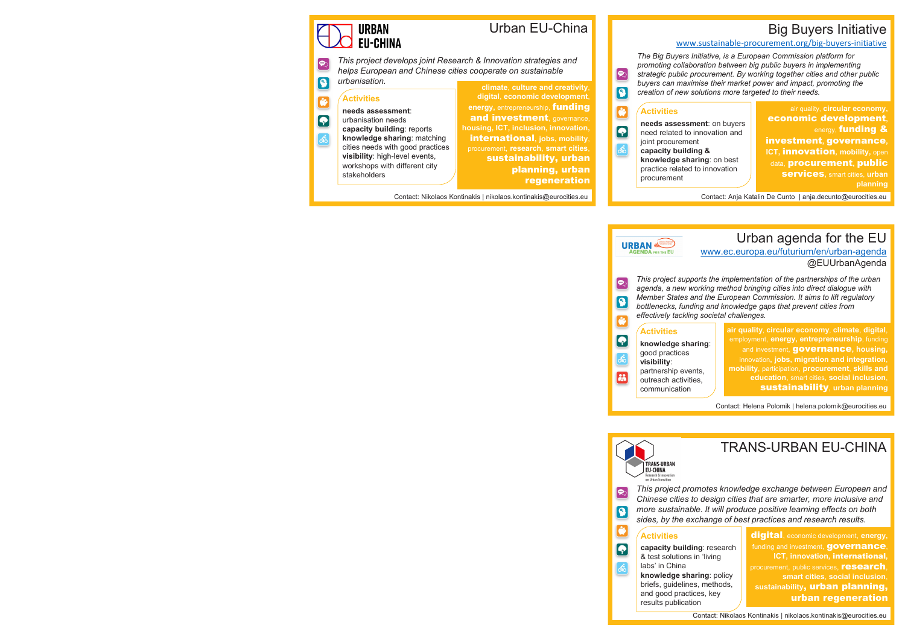## Urban EU-China

URBAN EU-CHINA

*This project develops joint Research & Innovation strategies and helps European and Chinese cities cooperate on sustainable urbanisation.*

### Activities

**needs assessment**: urbanisation needs
**capacity building**: reports
**knowledge sharing**: matching cities needs with good practices
**visibility**: high-level events, workshops with different city stakeholders

climate, culture and creativity, digital, economic development, energy, entrepreneurship, funding and investment, governance, housing, ICT, inclusion, innovation, international, jobs, mobility, procurement, research, smart cities, sustainability, urban planning, urban regeneration

Contact: Nikolaos Kontinakis | nikolaos.kontinakis@eurocities.eu

## Big Buyers Initiative

www.sustainable-procurement.org/big-buyers-initiative

*The Big Buyers Initiative, is a European Commission platform for promoting collaboration between big public buyers in implementing strategic public procurement. By working together cities and other public buyers can maximise their market power and impact, promoting the creation of new solutions more targeted to their needs.*

### Activities

**needs assessment**: on buyers need related to innovation and joint procurement
**capacity building & knowledge sharing**: on best practice related to innovation procurement

air quality, circular economy, economic development, energy, funding & investment, governance, ICT, innovation, mobility, open data, procurement, public services, smart cities, urban planning

Contact: Anja Katalin De Cunto | anja.decunto@eurocities.eu

## Urban agenda for the EU

www.ec.europa.eu/futurium/en/urban-agenda
@EUUrbanAgenda

*This project supports the implementation of the partnerships of the urban agenda, a new working method bringing cities into direct dialogue with Member States and the European Commission. It aims to lift regulatory bottlenecks, funding and knowledge gaps that prevent cities from effectively tackling societal challenges.*

### Activities

**knowledge sharing**: good practices
**visibility**: partnership events, outreach activities, communication

air quality, circular economy, climate, digital, employment, energy, entrepreneurship, funding and investment, governance, housing, innovation, jobs, migration and integration, mobility, participation, procurement, skills and education, smart cities, social inclusion, sustainability, urban planning

Contact: Helena Polomik | helena.polomik@eurocities.eu

## TRANS-URBAN EU-CHINA

TRANS-URBAN EU-CHINA
Research & Innovation on Urban Transition

*This project promotes knowledge exchange between European and Chinese cities to design cities that are smarter, more inclusive and more sustainable. It will produce positive learning effects on both sides, by the exchange of best practices and research results.*

### Activities

**capacity building**: research & test solutions in 'living labs' in China
**knowledge sharing**: policy briefs, guidelines, methods, and good practices, key results publication

digital, economic development, energy, funding and investment, governance, ICT, innovation, international, procurement, public services, research, smart cities, social inclusion, sustainability, urban planning, urban regeneration

Contact: Nikolaos Kontinakis | nikolaos.kontinakis@eurocities.eu